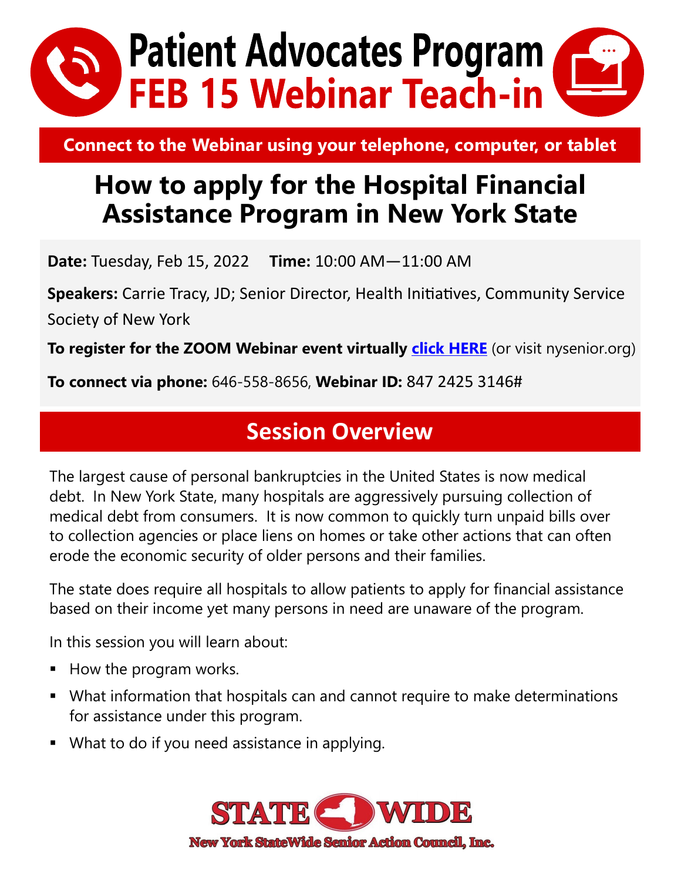# Patient Advocates Program
# FEB 15 Webinar Teach-in

**Connect to the Webinar using your telephone, computer, or tablet**

## How to apply for the Hospital Financial Assistance Program in New York State

**Date:** Tuesday, Feb 15, 2022 **Time:** 10:00 AM—11:00 AM

**Speakers:** Carrie Tracy, JD; Senior Director, Health Initiatives, Community Service Society of New York

**To register for the ZOOM Webinar event virtually** **click HERE** (or visit nysenior.org)

**To connect via phone:** 646-558-8656, **Webinar ID:** 847 2425 3146#

## Session Overview

The largest cause of personal bankruptcies in the United States is now medical debt. In New York State, many hospitals are aggressively pursuing collection of medical debt from consumers. It is now common to quickly turn unpaid bills over to collection agencies or place liens on homes or take other actions that can often erode the economic security of older persons and their families.

The state does require all hospitals to allow patients to apply for financial assistance based on their income yet many persons in need are unaware of the program.

In this session you will learn about:

- How the program works.
- What information that hospitals can and cannot require to make determinations for assistance under this program.
- What to do if you need assistance in applying.

STATE WIDE

New York StateWide Senior Action Council, Inc.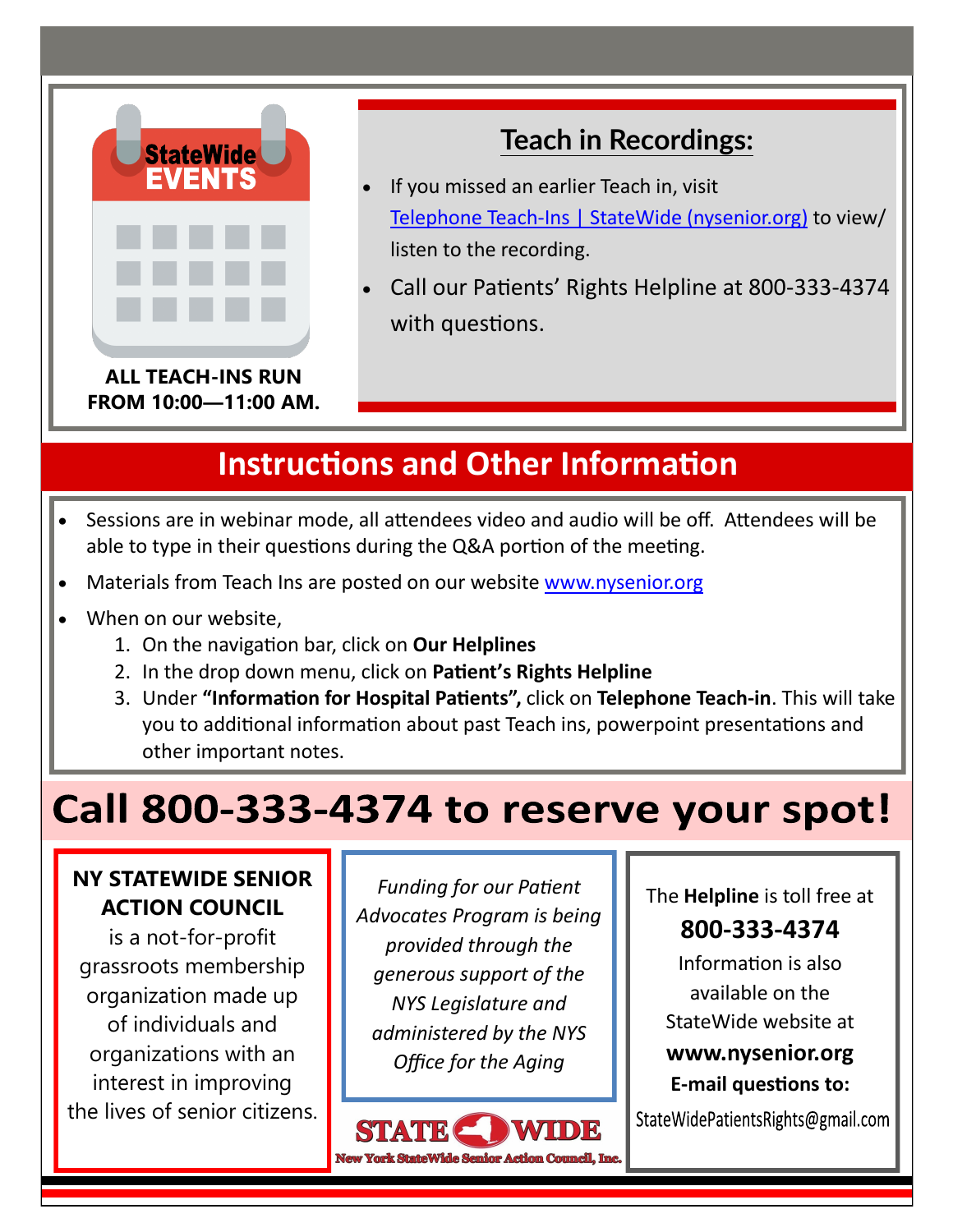StateWide EVENTS

**ALL TEACH-INS RUN FROM 10:00—11:00 AM.**

## Teach in Recordings:

- If you missed an earlier Teach in, visit Telephone Teach-Ins | StateWide (nysenior.org) to view/ listen to the recording.
- Call our Patients' Rights Helpline at 800-333-4374 with questions.

## Instructions and Other Information

- Sessions are in webinar mode, all attendees video and audio will be off. Attendees will be able to type in their questions during the Q&A portion of the meeting.
- Materials from Teach Ins are posted on our website www.nysenior.org
- When on our website,
  1. On the navigation bar, click on **Our Helplines**
  2. In the drop down menu, click on **Patient's Rights Helpline**
  3. Under **"Information for Hospital Patients",** click on **Telephone Teach-in**. This will take you to additional information about past Teach ins, powerpoint presentations and other important notes.

# Call 800-333-4374 to reserve your spot!

**NY STATEWIDE SENIOR ACTION COUNCIL** is a not-for-profit grassroots membership organization made up of individuals and organizations with an interest in improving the lives of senior citizens.

*Funding for our Patient Advocates Program is being provided through the generous support of the NYS Legislature and administered by the NYS Office for the Aging*

STATE WIDE
New York StateWide Senior Action Council, Inc.

The **Helpline** is toll free at
**800-333-4374**
Information is also available on the StateWide website at
**www.nysenior.org**
**E-mail questions to:**
StateWidePatientsRights@gmail.com